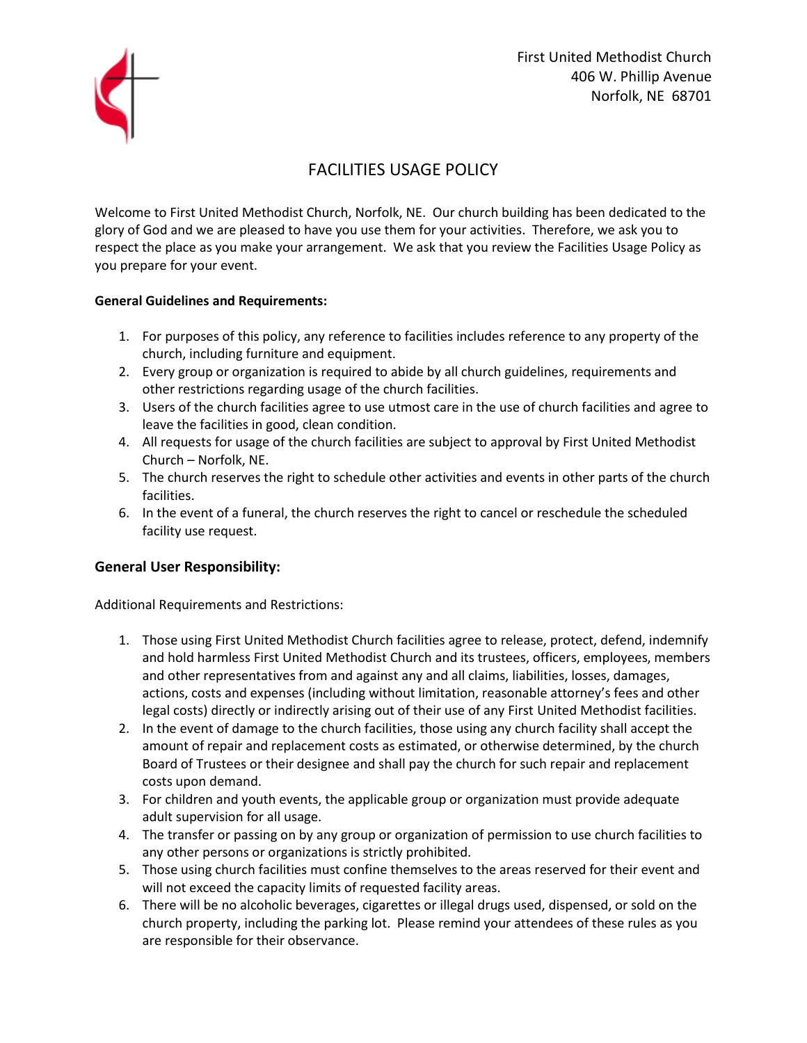First United Methodist Church
406 W. Phillip Avenue
Norfolk, NE 68701

# FACILITIES USAGE POLICY

Welcome to First United Methodist Church, Norfolk, NE. Our church building has been dedicated to the glory of God and we are pleased to have you use them for your activities. Therefore, we ask you to respect the place as you make your arrangement. We ask that you review the Facilities Usage Policy as you prepare for your event.

**General Guidelines and Requirements:**

1. For purposes of this policy, any reference to facilities includes reference to any property of the church, including furniture and equipment.
2. Every group or organization is required to abide by all church guidelines, requirements and other restrictions regarding usage of the church facilities.
3. Users of the church facilities agree to use utmost care in the use of church facilities and agree to leave the facilities in good, clean condition.
4. All requests for usage of the church facilities are subject to approval by First United Methodist Church – Norfolk, NE.
5. The church reserves the right to schedule other activities and events in other parts of the church facilities.
6. In the event of a funeral, the church reserves the right to cancel or reschedule the scheduled facility use request.

## General User Responsibility:

Additional Requirements and Restrictions:

1. Those using First United Methodist Church facilities agree to release, protect, defend, indemnify and hold harmless First United Methodist Church and its trustees, officers, employees, members and other representatives from and against any and all claims, liabilities, losses, damages, actions, costs and expenses (including without limitation, reasonable attorney's fees and other legal costs) directly or indirectly arising out of their use of any First United Methodist facilities.
2. In the event of damage to the church facilities, those using any church facility shall accept the amount of repair and replacement costs as estimated, or otherwise determined, by the church Board of Trustees or their designee and shall pay the church for such repair and replacement costs upon demand.
3. For children and youth events, the applicable group or organization must provide adequate adult supervision for all usage.
4. The transfer or passing on by any group or organization of permission to use church facilities to any other persons or organizations is strictly prohibited.
5. Those using church facilities must confine themselves to the areas reserved for their event and will not exceed the capacity limits of requested facility areas.
6. There will be no alcoholic beverages, cigarettes or illegal drugs used, dispensed, or sold on the church property, including the parking lot. Please remind your attendees of these rules as you are responsible for their observance.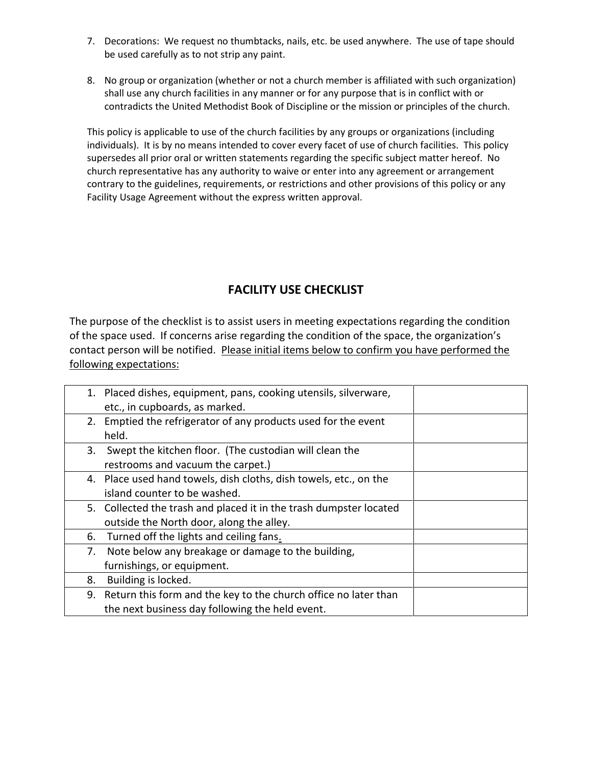7. Decorations: We request no thumbtacks, nails, etc. be used anywhere. The use of tape should be used carefully as to not strip any paint.

8. No group or organization (whether or not a church member is affiliated with such organization) shall use any church facilities in any manner or for any purpose that is in conflict with or contradicts the United Methodist Book of Discipline or the mission or principles of the church.

This policy is applicable to use of the church facilities by any groups or organizations (including individuals). It is by no means intended to cover every facet of use of church facilities. This policy supersedes all prior oral or written statements regarding the specific subject matter hereof. No church representative has any authority to waive or enter into any agreement or arrangement contrary to the guidelines, requirements, or restrictions and other provisions of this policy or any Facility Usage Agreement without the express written approval.

## FACILITY USE CHECKLIST

The purpose of the checklist is to assist users in meeting expectations regarding the condition of the space used. If concerns arise regarding the condition of the space, the organization's contact person will be notified. <u>Please initial items below to confirm you have performed the following expectations:</u>

| | |
|---|---|
| 1. Placed dishes, equipment, pans, cooking utensils, silverware, etc., in cupboards, as marked. | |
| 2. Emptied the refrigerator of any products used for the event held. | |
| 3. Swept the kitchen floor. (The custodian will clean the restrooms and vacuum the carpet.) | |
| 4. Place used hand towels, dish cloths, dish towels, etc., on the island counter to be washed. | |
| 5. Collected the trash and placed it in the trash dumpster located outside the North door, along the alley. | |
| 6. Turned off the lights and ceiling fans. | |
| 7. Note below any breakage or damage to the building, furnishings, or equipment. | |
| 8. Building is locked. | |
| 9. Return this form and the key to the church office no later than the next business day following the held event. | |